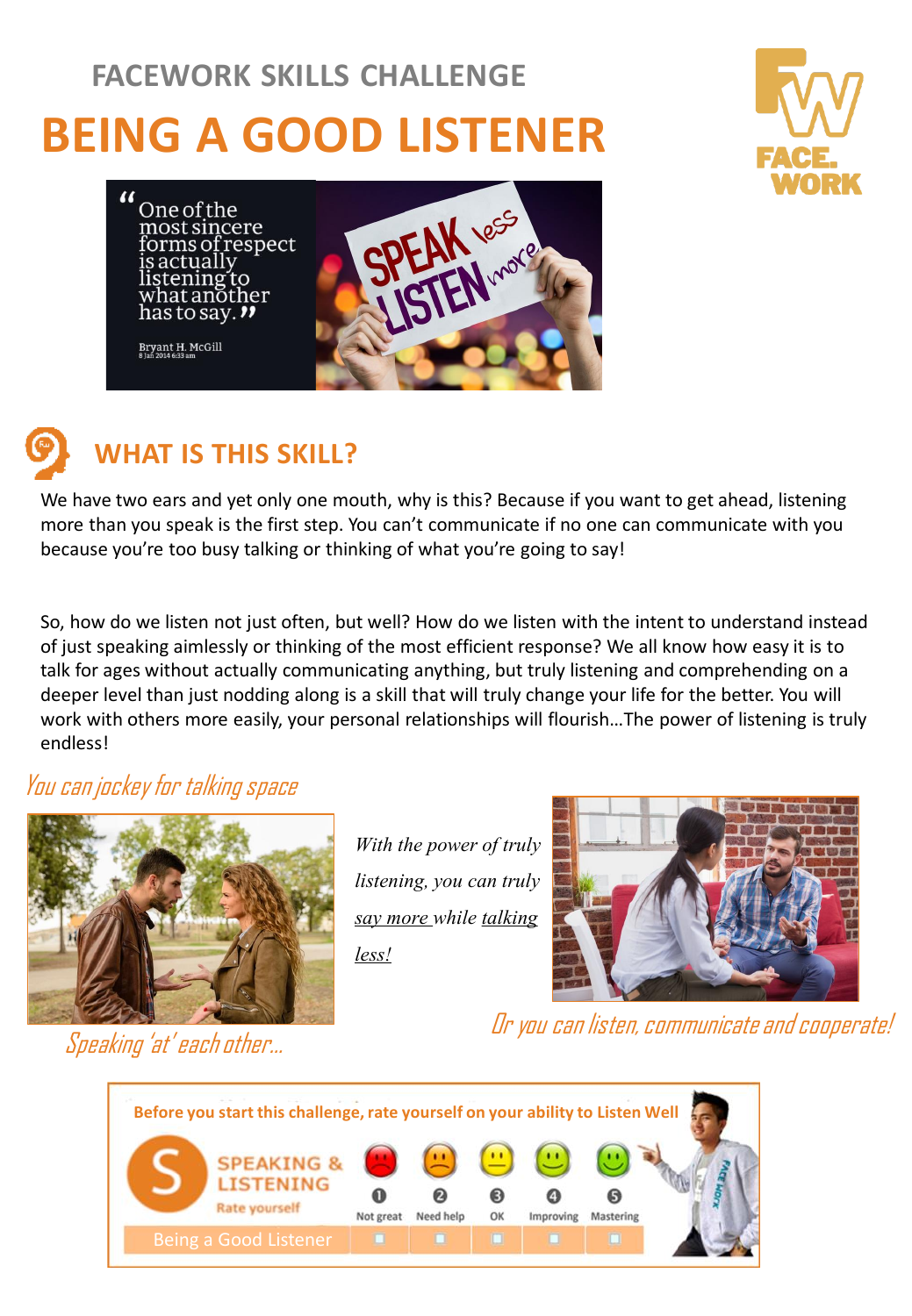# FACEWORK SKILLS CHALLENGE

# BEING A GOOD LISTENER

"One of the most sincere forms of respect is actually listening to what another has to say."

Bryant H. McGill

SPEAK less LISTEN more

## WHAT IS THIS SKILL?

We have two ears and yet only one mouth, why is this? Because if you want to get ahead, listening more than you speak is the first step. You can't communicate if no one can communicate with you because you're too busy talking or thinking of what you're going to say!

So, how do we listen not just often, but well? How do we listen with the intent to understand instead of just speaking aimlessly or thinking of the most efficient response? We all know how easy it is to talk for ages without actually communicating anything, but truly listening and comprehending on a deeper level than just nodding along is a skill that will truly change your life for the better. You will work with others more easily, your personal relationships will flourish…The power of listening is truly endless!

*You can jockey for talking space*

*Speaking 'at' each other…*

*With the power of truly listening, you can truly say more while talking less!*

*Or you can listen, communicate and cooperate!*

**Before you start this challenge, rate yourself on your ability to Listen Well**

SPEAKING & LISTENING – Rate yourself

| | 1 Not great | 2 Need help | 3 OK | 4 Improving | 5 Mastering |
|---|---|---|---|---|---|
| Being a Good Listener | ☐ | ☐ | ☐ | ☐ | ☐ |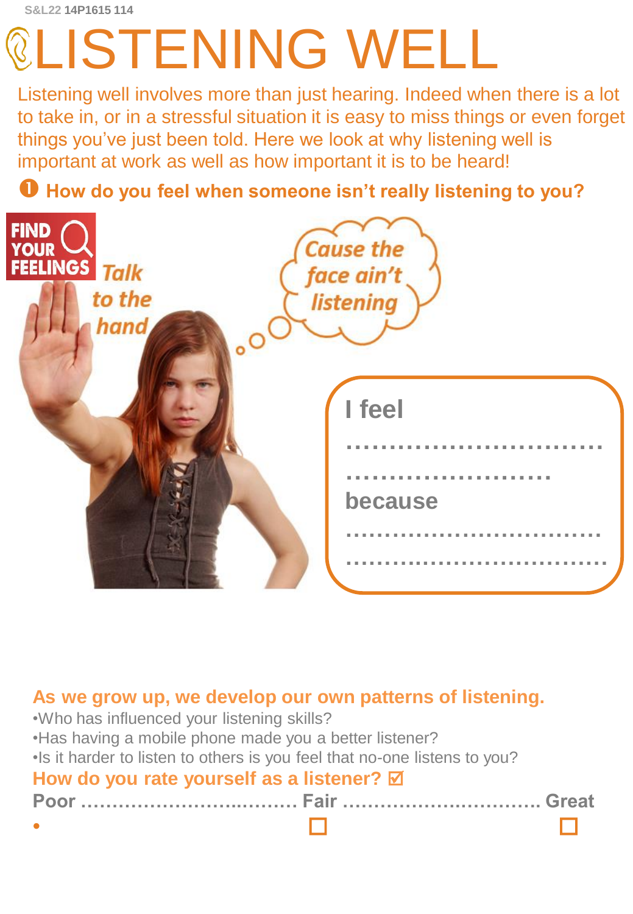# LISTENING WELL

Listening well involves more than just hearing. Indeed when there is a lot to take in, or in a stressful situation it is easy to miss things or even forget things you've just been told. Here we look at why listening well is important at work as well as how important it is to be heard!

**❶ How do you feel when someone isn't really listening to you?**

FIND YOUR FEELINGS

*Talk to the hand*

*Cause the face ain't listening*

**I feel**

................................

..........................

**because**

................................

................................

**As we grow up, we develop our own patterns of listening.**

- Who has influenced your listening skills?
- Has having a mobile phone made you a better listener?
- Is it harder to listen to others is you feel that no-one listens to you?

**How do you rate yourself as a listener? ☑**

**Poor** ................................ **Fair** ................................ **Great**

• ☐ ☐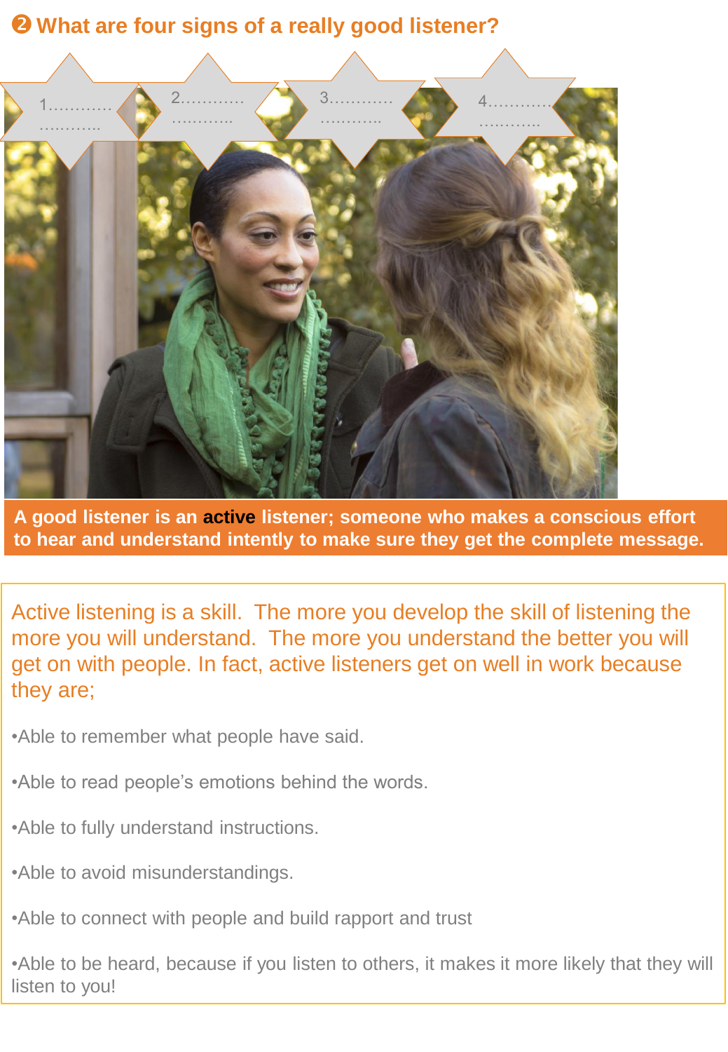## ❷ What are four signs of a really good listener?

1…………
…………

2…………
…………

3…………
…………

4…………
…………

**A good listener is an active listener; someone who makes a conscious effort to hear and understand intently to make sure they get the complete message.**

Active listening is a skill. The more you develop the skill of listening the more you will understand. The more you understand the better you will get on with people. In fact, active listeners get on well in work because they are;

- Able to remember what people have said.
- Able to read people's emotions behind the words.
- Able to fully understand instructions.
- Able to avoid misunderstandings.
- Able to connect with people and build rapport and trust
- Able to be heard, because if you listen to others, it makes it more likely that they will listen to you!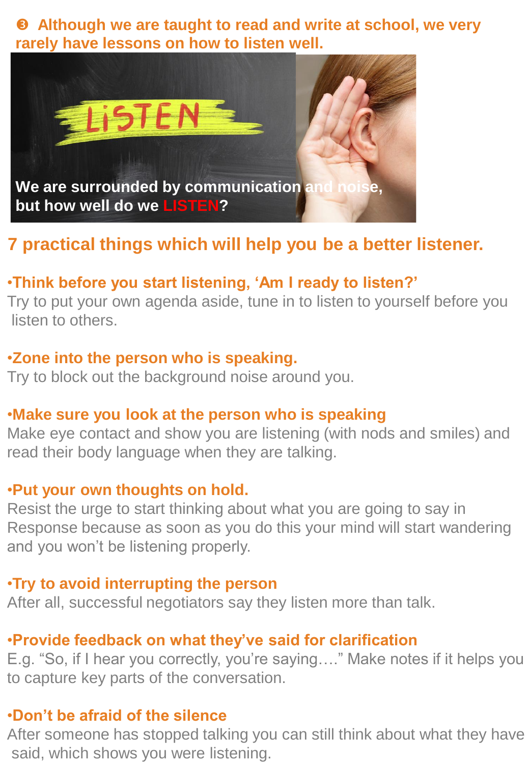**❸ Although we are taught to read and write at school, we very rarely have lessons on how to listen well.**

## 7 practical things which will help you be a better listener.

**•Think before you start listening, 'Am I ready to listen?'**
Try to put your own agenda aside, tune in to listen to yourself before you listen to others.

**•Zone into the person who is speaking.**
Try to block out the background noise around you.

**•Make sure you look at the person who is speaking**
Make eye contact and show you are listening (with nods and smiles) and read their body language when they are talking.

**•Put your own thoughts on hold.**
Resist the urge to start thinking about what you are going to say in Response because as soon as you do this your mind will start wandering and you won't be listening properly.

**•Try to avoid interrupting the person**
After all, successful negotiators say they listen more than talk.

**•Provide feedback on what they've said for clarification**
E.g. "So, if I hear you correctly, you're saying…." Make notes if it helps you to capture key parts of the conversation.

**•Don't be afraid of the silence**
After someone has stopped talking you can still think about what they have said, which shows you were listening.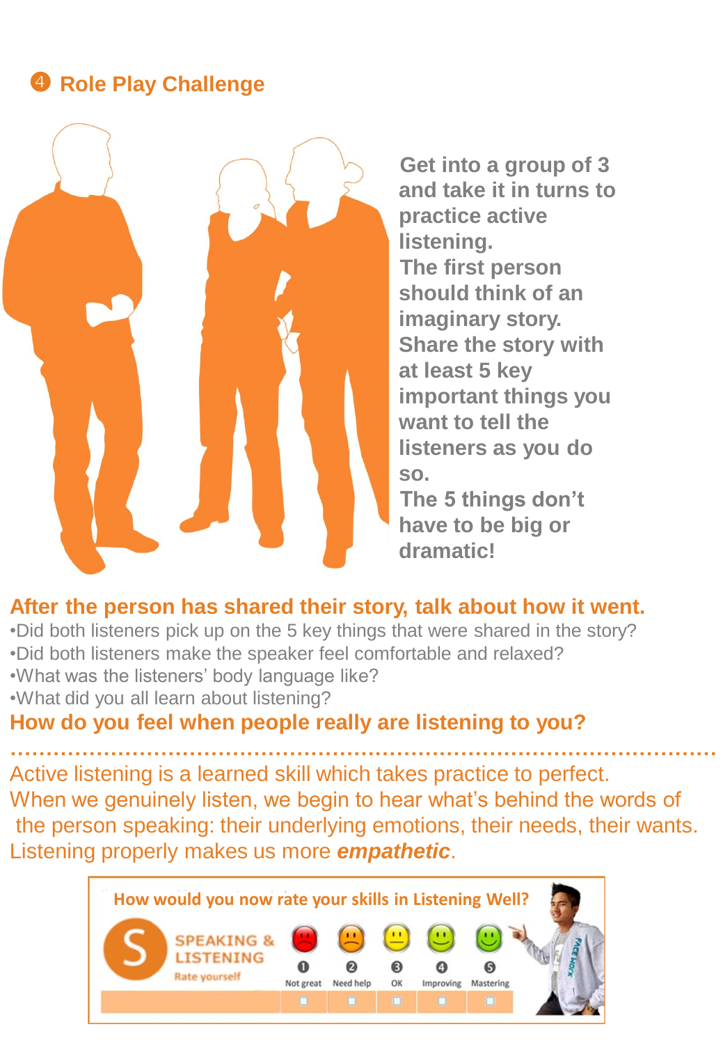## ④ Role Play Challenge

**Get into a group of 3 and take it in turns to practice active listening.**
**The first person should think of an imaginary story.**
**Share the story with at least 5 key important things you want to tell the listeners as you do so.**
**The 5 things don't have to be big or dramatic!**

**After the person has shared their story, talk about how it went.**

- Did both listeners pick up on the 5 key things that were shared in the story?
- Did both listeners make the speaker feel comfortable and relaxed?
- What was the listeners' body language like?
- What did you all learn about listening?

**How do you feel when people really are listening to you?**

.................................................................................................

Active listening is a learned skill which takes practice to perfect.
When we genuinely listen, we begin to hear what's behind the words of the person speaking: their underlying emotions, their needs, their wants.
Listening properly makes us more ***empathetic***.

**How would you now rate your skills in Listening Well?**

SPEAKING & LISTENING
Rate yourself

| ❶ Not great | ❷ Need help | ❸ OK | ❹ Improving | ❺ Mastering |
|---|---|---|---|---|
| ☐ | ☐ | ☐ | ☐ | ☐ |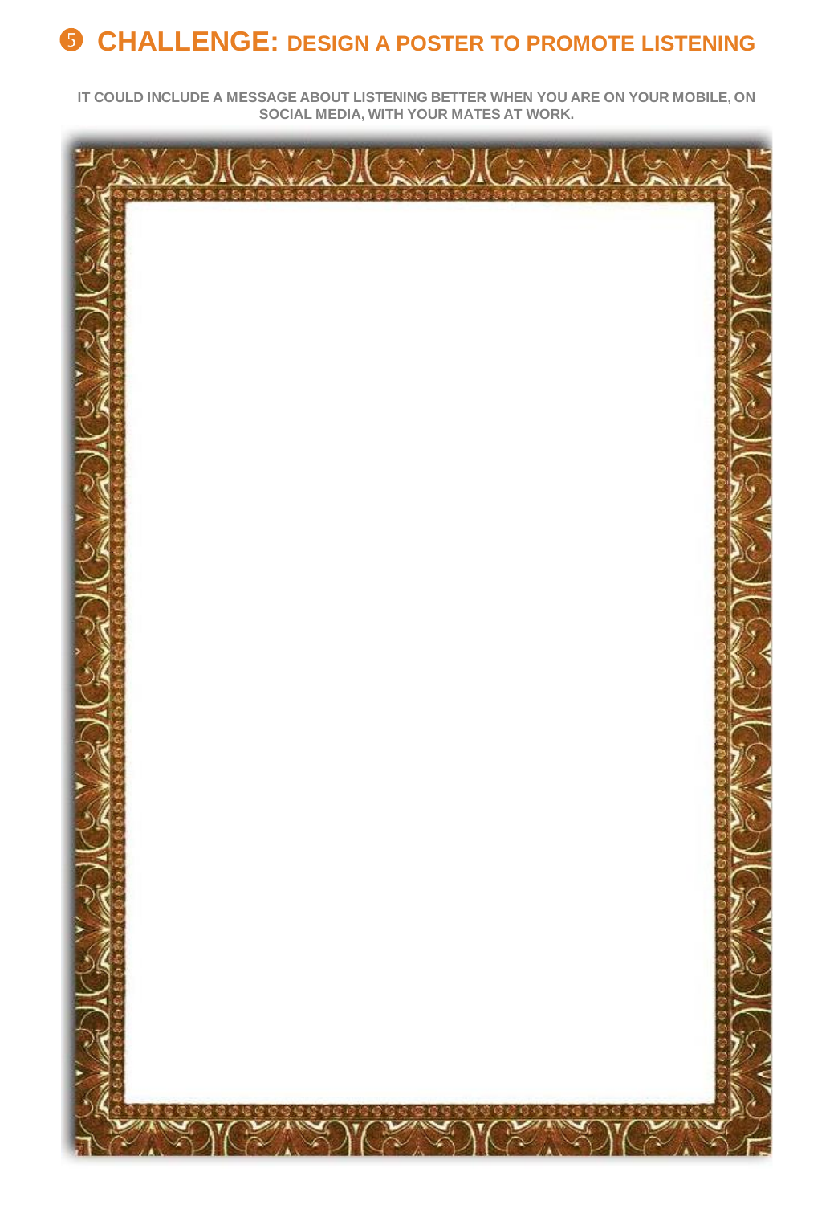# ❺ CHALLENGE: DESIGN A POSTER TO PROMOTE LISTENING

**IT COULD INCLUDE A MESSAGE ABOUT LISTENING BETTER WHEN YOU ARE ON YOUR MOBILE, ON SOCIAL MEDIA, WITH YOUR MATES AT WORK.**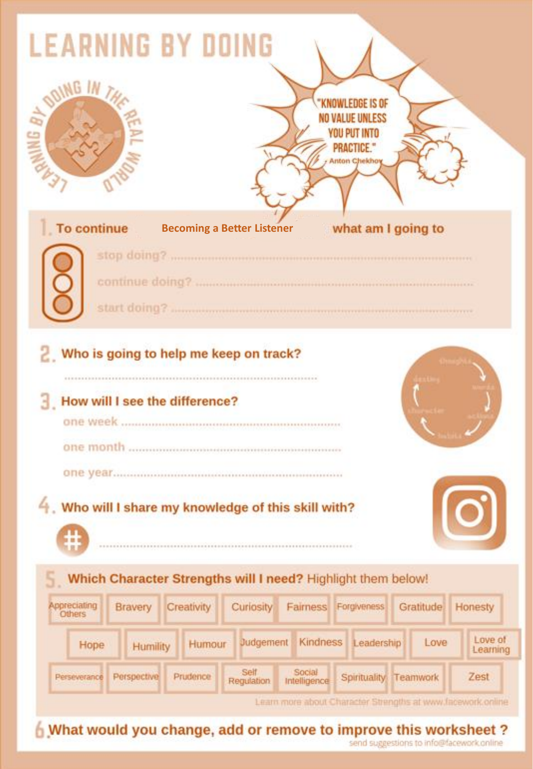# LEARNING BY DOING

LEARNING BY DOING IN THE REAL WORLD

"KNOWLEDGE IS OF NO VALUE UNLESS YOU PUT INTO PRACTICE."
- Anton Chekhov

## 1. To continue **Becoming a Better Listener** what am I going to

stop doing? ..............................................................................

continue doing? ..............................................................................

start doing? ..............................................................................

## 2. Who is going to help me keep on track?

..............................................................................

## 3. How will I see the difference?

one week ..............................................................................

one month ..............................................................................

one year..............................................................................

thoughts → words → actions → habits → character → destiny

## 4. Who will I share my knowledge of this skill with?

# ..............................................................................

## 5. Which Character Strengths will I need? Highlight them below!

| | | | | | | | |
|---|---|---|---|---|---|---|---|
| Appreciating Others | Bravery | Creativity | Curiosity | Fairness | Forgiveness | Gratitude | Honesty |
| Hope | Humility | Humour | Judgement | Kindness | Leadership | Love | Love of Learning |
| Perseverance | Perspective | Prudence | Self Regulation | Social Intelligence | Spirituality | Teamwork | Zest |

Learn more about Character Strengths at www.facework.online

## 6. What would you change, add or remove to improve this worksheet ?

send suggestions to info@facework.online